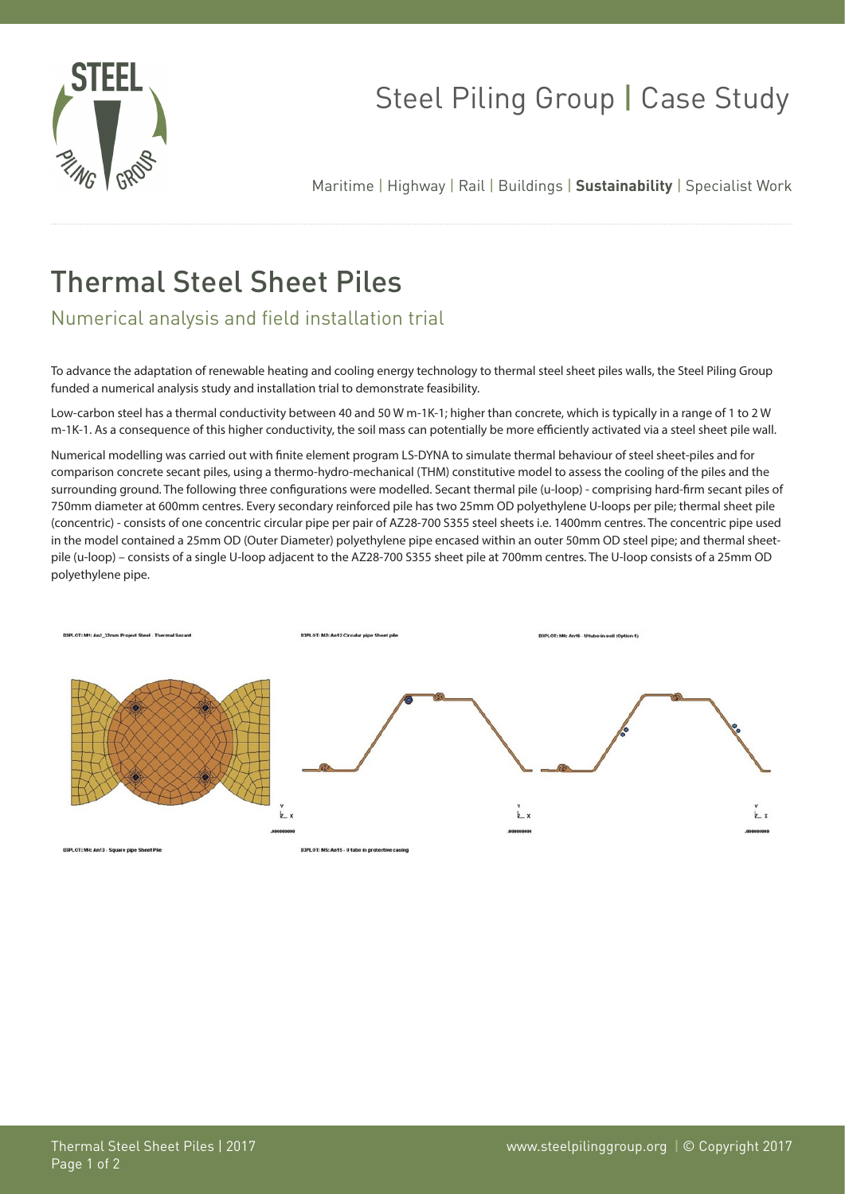# Thermal Steel Sheet Piles

## Numerical analysis and field installation trial

To advance the adaptation of renewable heating and cooling energy technology to thermal steel sheet piles walls, the Steel Piling Group funded a numerical analysis study and installation trial to demonstrate feasibility.

Low-carbon steel has a thermal conductivity between 40 and 50 W m-1K-1; higher than concrete, which is typically in a range of 1 to 2 W m-1K-1. As a consequence of this higher conductivity, the soil mass can potentially be more efficiently activated via a steel sheet pile wall.

Numerical modelling was carried out with finite element program LS-DYNA to simulate thermal behaviour of steel sheet-piles and for comparison concrete secant piles, using a thermo-hydro-mechanical (THM) constitutive model to assess the cooling of the piles and the surrounding ground. The following three configurations were modelled. Secant thermal pile (u-loop) - comprising hard-firm secant piles of 750mm diameter at 600mm centres. Every secondary reinforced pile has two 25mm OD polyethylene U-loops per pile; thermal sheet pile (concentric) - consists of one concentric circular pipe per pair of AZ28-700 S355 steel sheets i.e. 1400mm centres. The concentric pipe used in the model contained a 25mm OD (Outer Diameter) polyethylene pipe encased within an outer 50mm OD steel pipe; and thermal sheet-pile (u-loop) – consists of a single U-loop adjacent to the AZ28-700 S355 sheet pile at 700mm centres. The U-loop consists of a 25mm OD polyethylene pipe.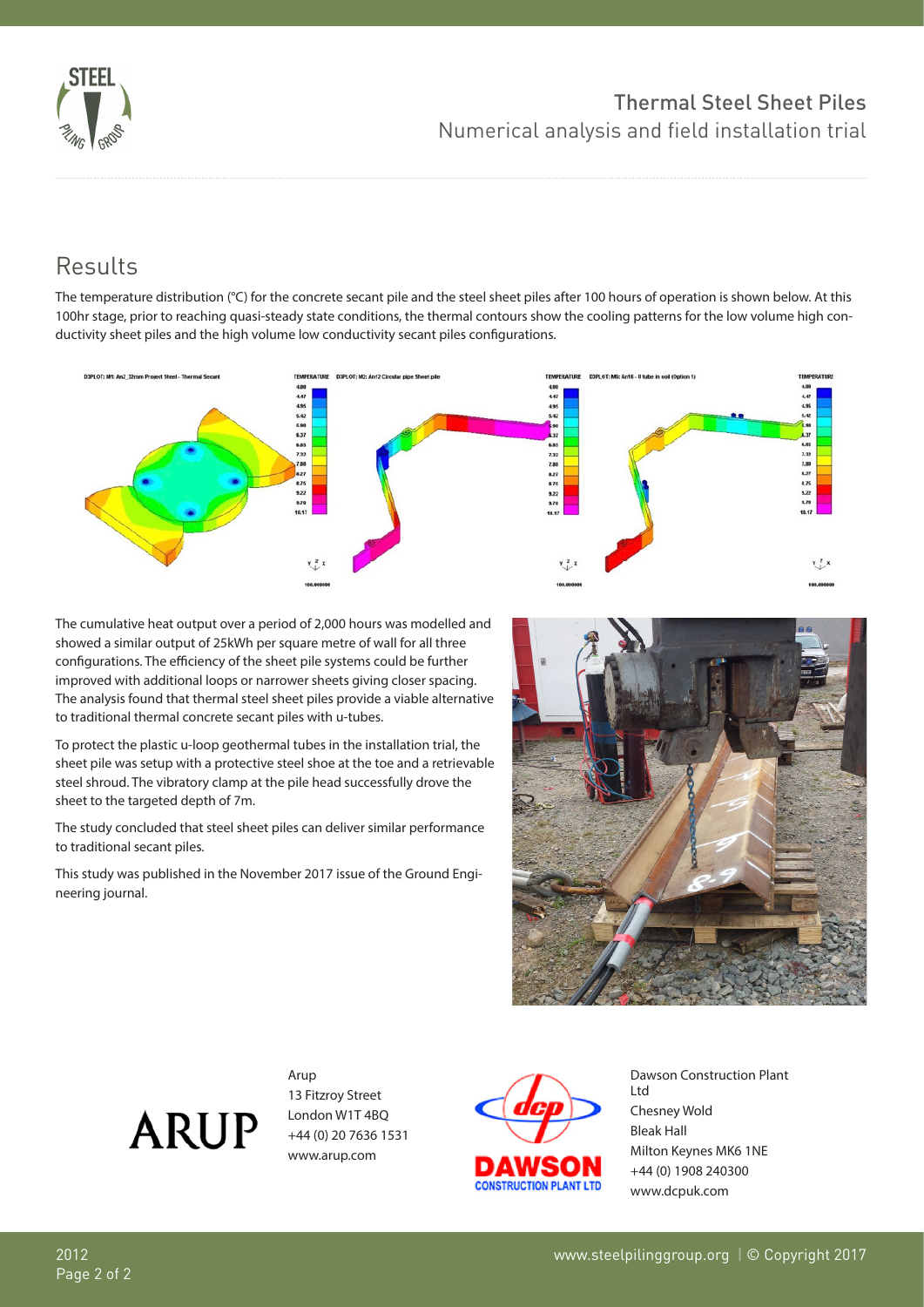## Results

The temperature distribution (°C) for the concrete secant pile and the steel sheet piles after 100 hours of operation is shown below. At this 100hr stage, prior to reaching quasi-steady state conditions, the thermal contours show the cooling patterns for the low volume high conductivity sheet piles and the high volume low conductivity secant piles configurations.

D3PLOT: M1: Am2_32mm Project Steel - Thermal Secant

TEMPERATURE

4.00
4.47
4.95
5.42
5.90
6.37
6.85
7.32
7.80
8.27
8.75
9.22
9.70
10.17

100.000000

D3PLOT: M2: Arr12 Circular pipe Sheet pile

TEMPERATURE

4.00
4.47
4.95
5.42
5.90
6.37
6.85
7.32
7.80
8.27
8.75
9.22
9.70
10.17

100.000000

D3PLOT: M6: Arr16 - U tube in soil (Option 1)

TEMPERATURE

4.00
4.47
4.95
5.42
5.90
6.37
6.85
7.32
7.80
8.27
8.75
9.22
9.70
10.17

100.000000

The cumulative heat output over a period of 2,000 hours was modelled and showed a similar output of 25kWh per square metre of wall for all three configurations. The efficiency of the sheet pile systems could be further improved with additional loops or narrower sheets giving closer spacing. The analysis found that thermal steel sheet piles provide a viable alternative to traditional thermal concrete secant piles with u-tubes.

To protect the plastic u-loop geothermal tubes in the installation trial, the sheet pile was setup with a protective steel shoe at the toe and a retrievable steel shroud. The vibratory clamp at the pile head successfully drove the sheet to the targeted depth of 7m.

The study concluded that steel sheet piles can deliver similar performance to traditional secant piles.

This study was published in the November 2017 issue of the Ground Engineering journal.

Arup
13 Fitzroy Street
London W1T 4BQ
+44 (0) 20 7636 1531
www.arup.com

Dawson Construction Plant Ltd
Chesney Wold
Bleak Hall
Milton Keynes MK6 1NE
+44 (0) 1908 240300
www.dcpuk.com